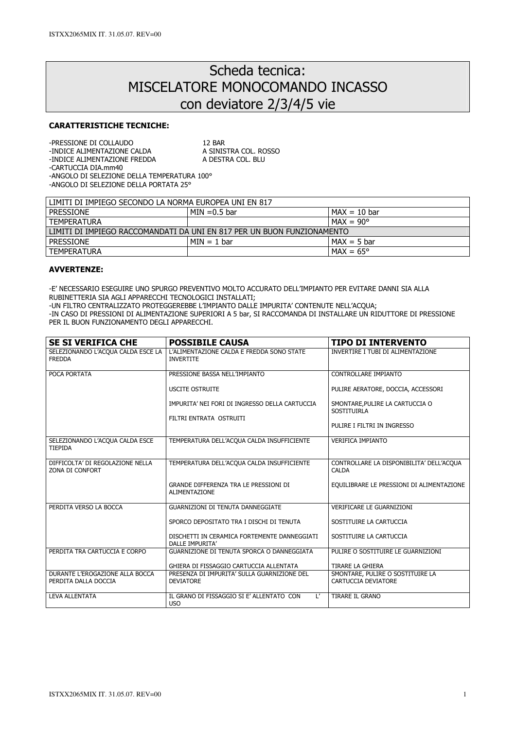# Scheda tecnica:
# MISCELATORE MONOCOMANDO INCASSO
# con deviatore 2/3/4/5 vie

**CARATTERISTICHE TECNICHE:**

-PRESSIONE DI COLLAUDO 12 BAR
-INDICE ALIMENTAZIONE CALDA A SINISTRA COL. ROSSO
-INDICE ALIMENTAZIONE FREDDA A DESTRA COL. BLU
-CARTUCCIA DIA.mm40
-ANGOLO DI SELEZIONE DELLA TEMPERATURA 100°
-ANGOLO DI SELEZIONE DELLA PORTATA 25°

| LIMITI DI IMPIEGO SECONDO LA NORMA EUROPEA UNI EN 817 | | |
|---|---|---|
| PRESSIONE | MIN =0.5 bar | MAX = 10 bar |
| TEMPERATURA | | MAX = 90° |
| LIMITI DI IMPIEGO RACCOMANDATI DA UNI EN 817 PER UN BUON FUNZIONAMENTO | | |
| PRESSIONE | MIN = 1 bar | MAX = 5 bar |
| TEMPERATURA | | MAX = 65° |

**AVVERTENZE:**

-E' NECESSARIO ESEGUIRE UNO SPURGO PREVENTIVO MOLTO ACCURATO DELL'IMPIANTO PER EVITARE DANNI SIA ALLA RUBINETTERIA SIA AGLI APPARECCHI TECNOLOGICI INSTALLATI;
-UN FILTRO CENTRALIZZATO PROTEGGEREBBE L'IMPIANTO DALLE IMPURITA' CONTENUTE NELL'ACQUA;
-IN CASO DI PRESSIONI DI ALIMENTAZIONE SUPERIORI A 5 bar, SI RACCOMANDA DI INSTALLARE UN RIDUTTORE DI PRESSIONE PER IL BUON FUNZIONAMENTO DEGLI APPARECCHI.

| SE SI VERIFICA CHE | POSSIBILE CAUSA | TIPO DI INTERVENTO |
|---|---|---|
| SELEZIONANDO L'ACQUA CALDA ESCE LA FREDDA | L'ALIMENTAZIONE CALDE E FREDDA SONO STATE INVERTITE | INVERTIRE I TUBI DI ALIMENTAZIONE |
| POCA PORTATA | PRESSIONE BASSA NELL'IMPIANTO | CONTROLLARE IMPIANTO |
| | USCITE OSTRUITE | PULIRE AERATORE, DOCCIA, ACCESSORI |
| | IMPURITA' NEI FORI DI INGRESSO DELLA CARTUCCIA | SMONTARE,PULIRE LA CARTUCCIA O SOSTITUIRLA |
| | FILTRI ENTRATA OSTRUITI | PULIRE I FILTRI IN INGRESSO |
| SELEZIONANDO L'ACQUA CALDA ESCE TIEPIDA | TEMPERATURA DELL'ACQUA CALDA INSUFFICIENTE | VERIFICA IMPIANTO |
| DIFFICOLTA' DI REGOLAZIONE NELLA ZONA DI CONFORT | TEMPERATURA DELL'ACQUA CALDA INSUFFICIENTE | CONTROLLARE LA DISPONIBILITA' DELL'ACQUA CALDA |
| | GRANDE DIFFERENZA TRA LE PRESSIONI DI ALIMENTAZIONE | EQUILIBRARE LE PRESSIONI DI ALIMENTAZIONE |
| PERDITA VERSO LA BOCCA | GUARNIZIONI DI TENUTA DANNEGGIATE | VERIFICARE LE GUARNIZIONI |
| | SPORCO DEPOSITATO TRA I DISCHI DI TENUTA | SOSTITUIRE LA CARTUCCIA |
| | DISCHETTI IN CERAMICA FORTEMENTE DANNEGGIATI DALLE IMPURITA' | SOSTITUIRE LA CARTUCCIA |
| PERDITA TRA CARTUCCIA E CORPO | GUARNIZIONE DI TENUTA SPORCA O DANNEGGIATA | PULIRE O SOSTITUIRE LE GUARNIZIONI |
| | GHIERA DI FISSAGGIO CARTUCCIA ALLENTATA | TIRARE LA GHIERA |
| DURANTE L'EROGAZIONE ALLA BOCCA PERDITA DALLA DOCCIA | PRESENZA DI IMPURITA' SULLA GUARNIZIONE DEL DEVIATORE | SMONTARE, PULIRE O SOSTITUIRE LA CARTUCCIA DEVIATORE |
| LEVA ALLENTATA | IL GRANO DI FISSAGGIO SI E' ALLENTATO CON L' USO | TIRARE IL GRANO |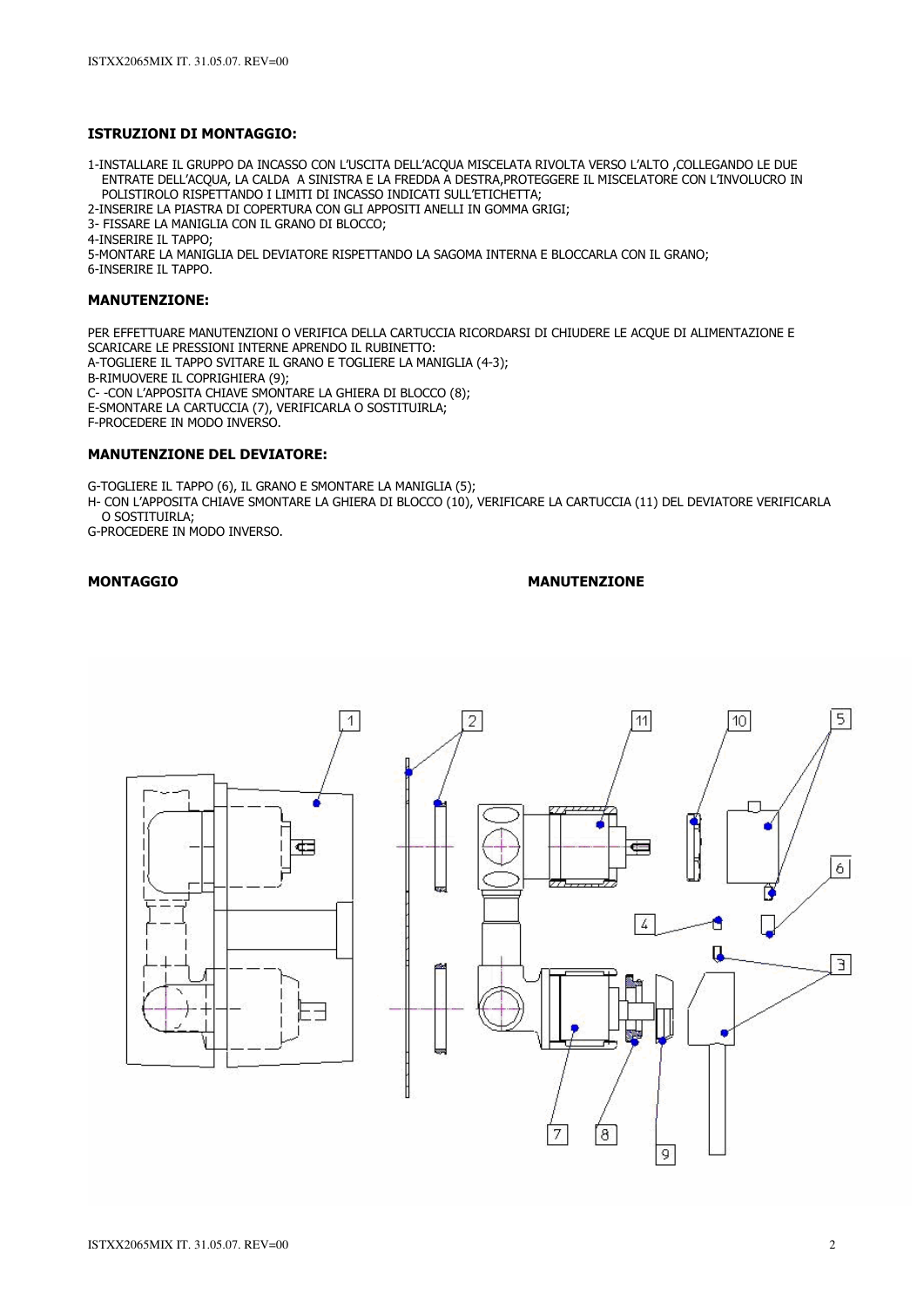### ISTRUZIONI DI MONTAGGIO:

1-INSTALLARE IL GRUPPO DA INCASSO CON L'USCITA DELL'ACQUA MISCELATA RIVOLTA VERSO L'ALTO ,COLLEGANDO LE DUE ENTRATE DELL'ACQUA, LA CALDA A SINISTRA E LA FREDDA A DESTRA,PROTEGGERE IL MISCELATORE CON L'INVOLUCRO IN POLISTIROLO RISPETTANDO I LIMITI DI INCASSO INDICATI SULL'ETICHETTA;
2-INSERIRE LA PIASTRA DI COPERTURA CON GLI APPOSITI ANELLI IN GOMMA GRIGI;
3- FISSARE LA MANIGLIA CON IL GRANO DI BLOCCO;
4-INSERIRE IL TAPPO;
5-MONTARE LA MANIGLIA DEL DEVIATORE RISPETTANDO LA SAGOMA INTERNA E BLOCCARLA CON IL GRANO;
6-INSERIRE IL TAPPO.

### MANUTENZIONE:

PER EFFETTUARE MANUTENZIONI O VERIFICA DELLA CARTUCCIA RICORDARSI DI CHIUDERE LE ACQUE DI ALIMENTAZIONE E SCARICARE LE PRESSIONI INTERNE APRENDO IL RUBINETTO:
A-TOGLIERE IL TAPPO SVITARE IL GRANO E TOGLIERE LA MANIGLIA (4-3);
B-RIMUOVERE IL COPRIGHIERA (9);
C- -CON L'APPOSITA CHIAVE SMONTARE LA GHIERA DI BLOCCO (8);
E-SMONTARE LA CARTUCCIA (7), VERIFICARLA O SOSTITUIRLA;
F-PROCEDERE IN MODO INVERSO.

### MANUTENZIONE DEL DEVIATORE:

G-TOGLIERE IL TAPPO (6), IL GRANO E SMONTARE LA MANIGLIA (5);
H- CON L'APPOSITA CHIAVE SMONTARE LA GHIERA DI BLOCCO (10), VERIFICARE LA CARTUCCIA (11) DEL DEVIATORE VERIFICARLA O SOSTITUIRLA;
G-PROCEDERE IN MODO INVERSO.

**MONTAGGIO** **MANUTENZIONE**

1
2
11
10
5
6
4
3
7
8
9